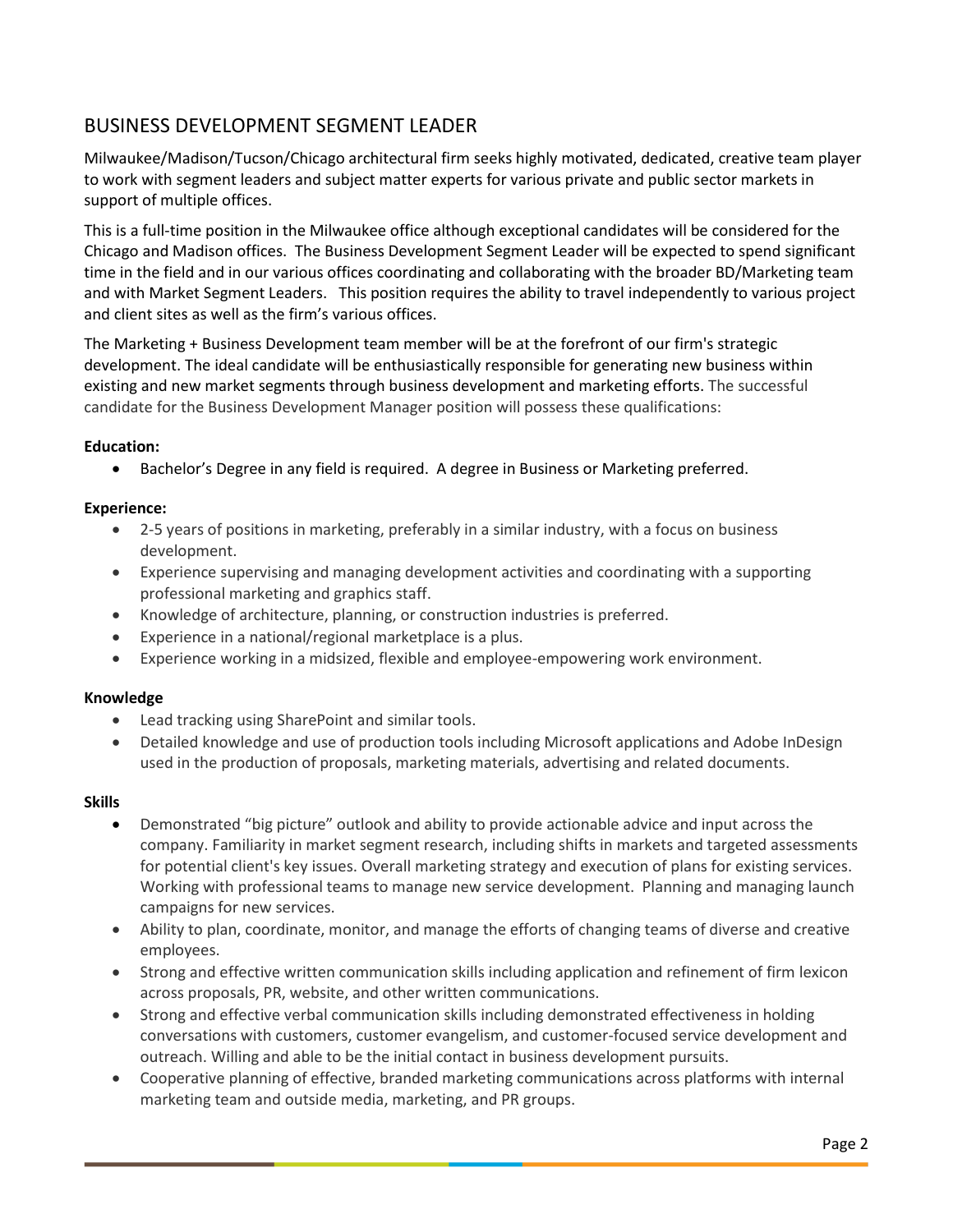# BUSINESS DEVELOPMENT SEGMENT LEADER

Milwaukee/Madison/Tucson/Chicago architectural firm seeks highly motivated, dedicated, creative team player to work with segment leaders and subject matter experts for various private and public sector markets in support of multiple offices.

This is a full-time position in the Milwaukee office although exceptional candidates will be considered for the Chicago and Madison offices. The Business Development Segment Leader will be expected to spend significant time in the field and in our various offices coordinating and collaborating with the broader BD/Marketing team and with Market Segment Leaders. This position requires the ability to travel independently to various project and client sites as well as the firm's various offices.

The Marketing + Business Development team member will be at the forefront of our firm's strategic development. The ideal candidate will be enthusiastically responsible for generating new business within existing and new market segments through business development and marketing efforts. The successful candidate for the Business Development Manager position will possess these qualifications:

**Education:**

- Bachelor's Degree in any field is required. A degree in Business or Marketing preferred.

**Experience:**

- 2-5 years of positions in marketing, preferably in a similar industry, with a focus on business development.
- Experience supervising and managing development activities and coordinating with a supporting professional marketing and graphics staff.
- Knowledge of architecture, planning, or construction industries is preferred.
- Experience in a national/regional marketplace is a plus.
- Experience working in a midsized, flexible and employee-empowering work environment.

**Knowledge**

- Lead tracking using SharePoint and similar tools.
- Detailed knowledge and use of production tools including Microsoft applications and Adobe InDesign used in the production of proposals, marketing materials, advertising and related documents.

**Skills**

- Demonstrated "big picture" outlook and ability to provide actionable advice and input across the company. Familiarity in market segment research, including shifts in markets and targeted assessments for potential client's key issues. Overall marketing strategy and execution of plans for existing services. Working with professional teams to manage new service development. Planning and managing launch campaigns for new services.
- Ability to plan, coordinate, monitor, and manage the efforts of changing teams of diverse and creative employees.
- Strong and effective written communication skills including application and refinement of firm lexicon across proposals, PR, website, and other written communications.
- Strong and effective verbal communication skills including demonstrated effectiveness in holding conversations with customers, customer evangelism, and customer-focused service development and outreach. Willing and able to be the initial contact in business development pursuits.
- Cooperative planning of effective, branded marketing communications across platforms with internal marketing team and outside media, marketing, and PR groups.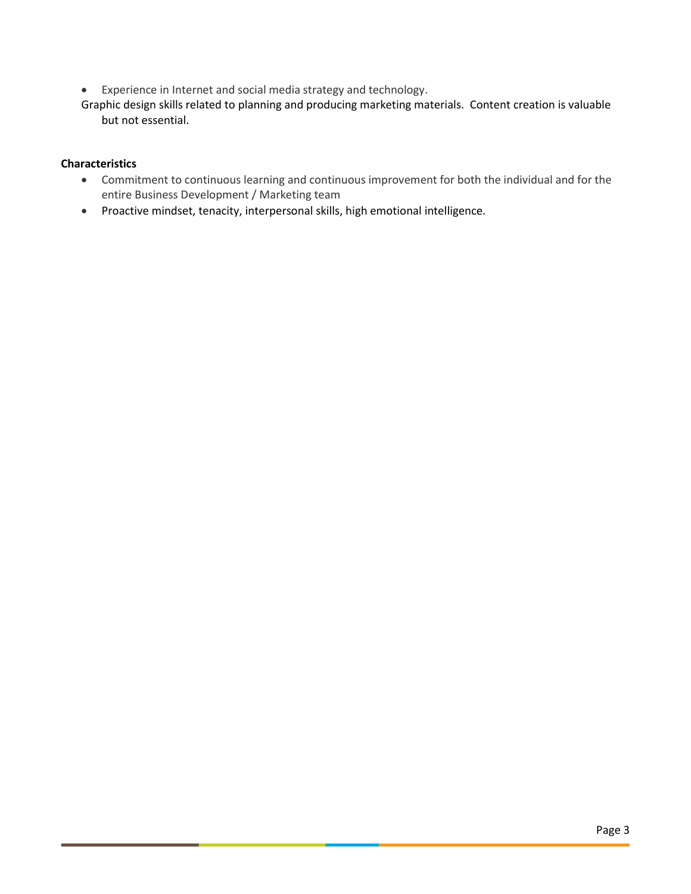- Experience in Internet and social media strategy and technology.

Graphic design skills related to planning and producing marketing materials.  Content creation is valuable but not essential.

**Characteristics**

- Commitment to continuous learning and continuous improvement for both the individual and for the entire Business Development / Marketing team
- Proactive mindset, tenacity, interpersonal skills, high emotional intelligence.